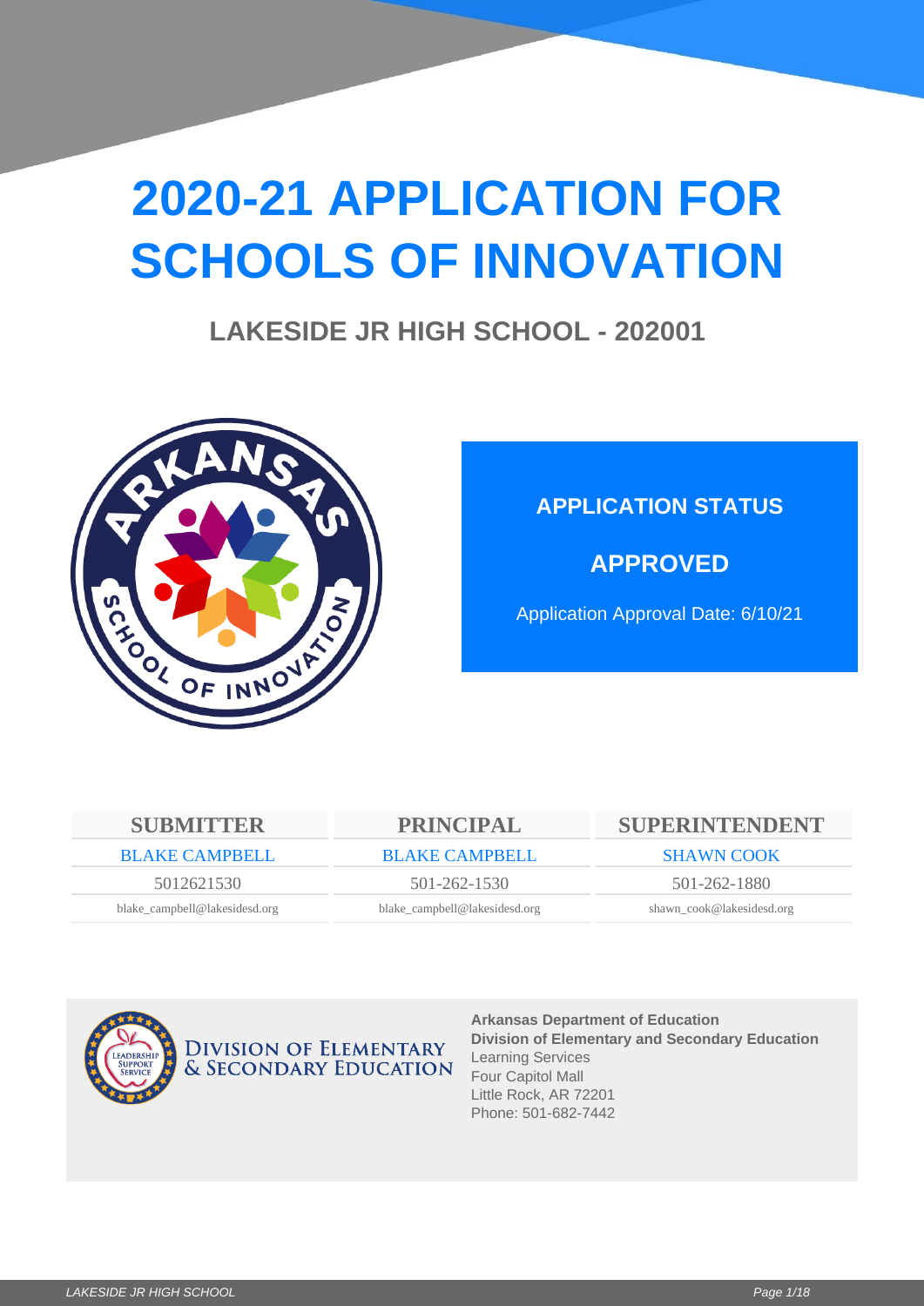# 2020-21 APPLICATION FOR SCHOOLS OF INNOVATION

## LAKESIDE JR HIGH SCHOOL - 202001

**APPLICATION STATUS**

**APPROVED**

Application Approval Date: 6/10/21

| SUBMITTER | PRINCIPAL | SUPERINTENDENT |
| --- | --- | --- |
| BLAKE CAMPBELL | BLAKE CAMPBELL | SHAWN COOK |
| 5012621530 | 501-262-1530 | 501-262-1880 |
| blake_campbell@lakesidesd.org | blake_campbell@lakesidesd.org | shawn_cook@lakesidesd.org |

DIVISION OF ELEMENTARY & SECONDARY EDUCATION

**Arkansas Department of Education**
**Division of Elementary and Secondary Education**
Learning Services
Four Capitol Mall
Little Rock, AR 72201
Phone: 501-682-7442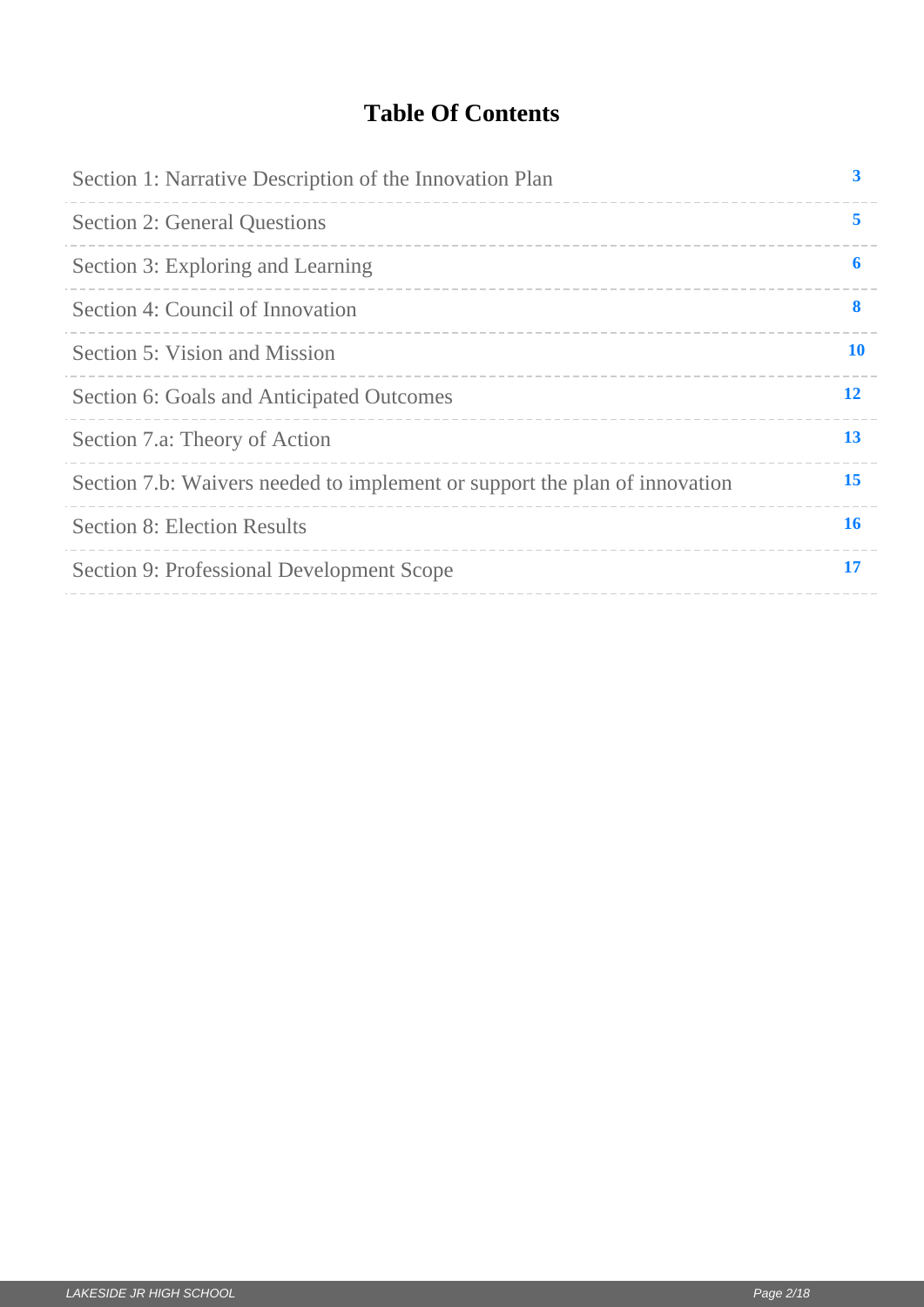# Table Of Contents

| Section | Page |
|---|---|
| Section 1: Narrative Description of the Innovation Plan | 3 |
| Section 2: General Questions | 5 |
| Section 3: Exploring and Learning | 6 |
| Section 4: Council of Innovation | 8 |
| Section 5: Vision and Mission | 10 |
| Section 6: Goals and Anticipated Outcomes | 12 |
| Section 7.a: Theory of Action | 13 |
| Section 7.b: Waivers needed to implement or support the plan of innovation | 15 |
| Section 8: Election Results | 16 |
| Section 9: Professional Development Scope | 17 |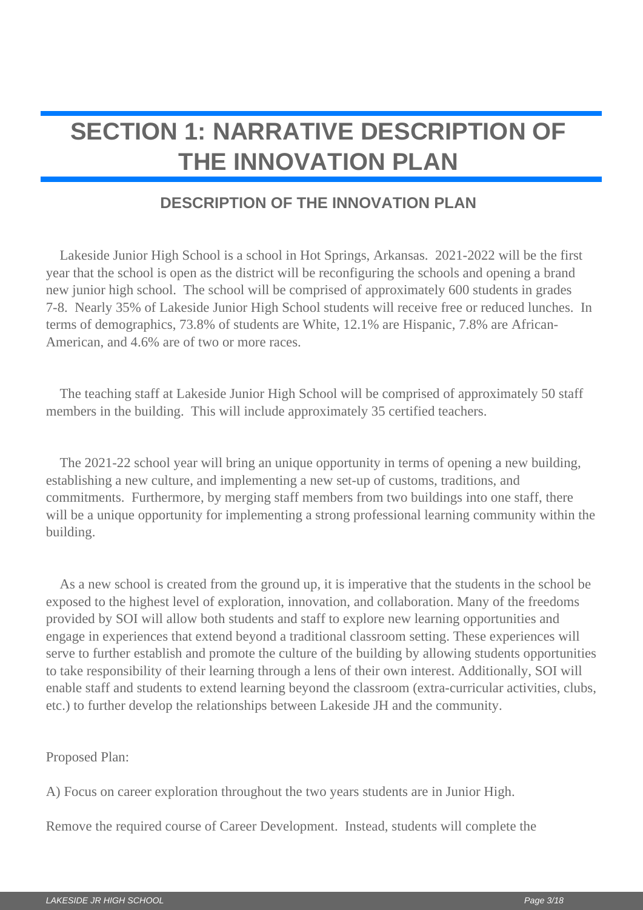# SECTION 1: NARRATIVE DESCRIPTION OF THE INNOVATION PLAN

## DESCRIPTION OF THE INNOVATION PLAN

Lakeside Junior High School is a school in Hot Springs, Arkansas. 2021-2022 will be the first year that the school is open as the district will be reconfiguring the schools and opening a brand new junior high school. The school will be comprised of approximately 600 students in grades 7-8. Nearly 35% of Lakeside Junior High School students will receive free or reduced lunches. In terms of demographics, 73.8% of students are White, 12.1% are Hispanic, 7.8% are African-American, and 4.6% are of two or more races.

The teaching staff at Lakeside Junior High School will be comprised of approximately 50 staff members in the building. This will include approximately 35 certified teachers.

The 2021-22 school year will bring an unique opportunity in terms of opening a new building, establishing a new culture, and implementing a new set-up of customs, traditions, and commitments. Furthermore, by merging staff members from two buildings into one staff, there will be a unique opportunity for implementing a strong professional learning community within the building.

As a new school is created from the ground up, it is imperative that the students in the school be exposed to the highest level of exploration, innovation, and collaboration. Many of the freedoms provided by SOI will allow both students and staff to explore new learning opportunities and engage in experiences that extend beyond a traditional classroom setting. These experiences will serve to further establish and promote the culture of the building by allowing students opportunities to take responsibility of their learning through a lens of their own interest. Additionally, SOI will enable staff and students to extend learning beyond the classroom (extra-curricular activities, clubs, etc.) to further develop the relationships between Lakeside JH and the community.

Proposed Plan:

A) Focus on career exploration throughout the two years students are in Junior High.

Remove the required course of Career Development. Instead, students will complete the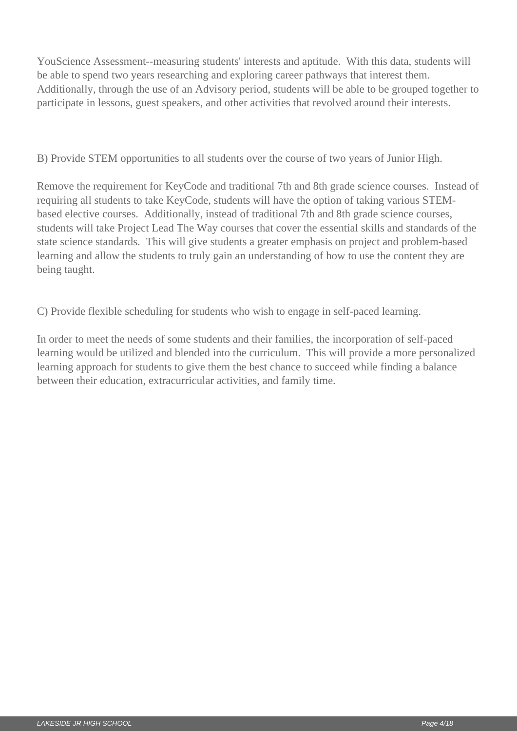YouScience Assessment--measuring students' interests and aptitude. With this data, students will be able to spend two years researching and exploring career pathways that interest them. Additionally, through the use of an Advisory period, students will be able to be grouped together to participate in lessons, guest speakers, and other activities that revolved around their interests.

B) Provide STEM opportunities to all students over the course of two years of Junior High.

Remove the requirement for KeyCode and traditional 7th and 8th grade science courses. Instead of requiring all students to take KeyCode, students will have the option of taking various STEM-based elective courses. Additionally, instead of traditional 7th and 8th grade science courses, students will take Project Lead The Way courses that cover the essential skills and standards of the state science standards. This will give students a greater emphasis on project and problem-based learning and allow the students to truly gain an understanding of how to use the content they are being taught.

C) Provide flexible scheduling for students who wish to engage in self-paced learning.

In order to meet the needs of some students and their families, the incorporation of self-paced learning would be utilized and blended into the curriculum. This will provide a more personalized learning approach for students to give them the best chance to succeed while finding a balance between their education, extracurricular activities, and family time.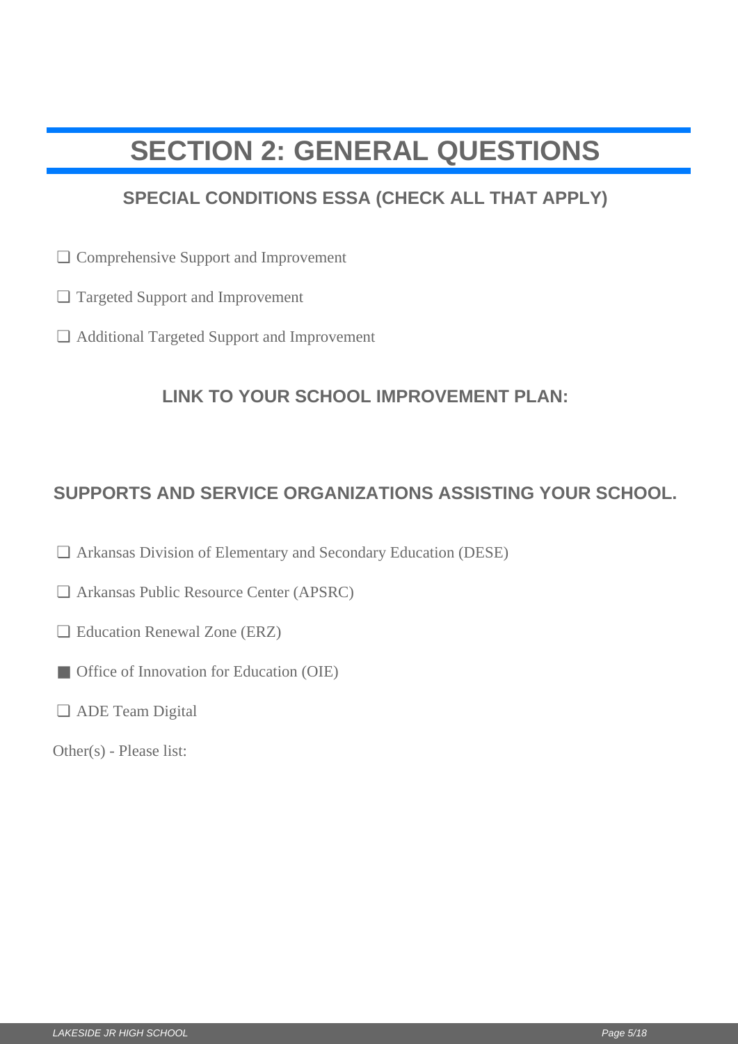# SECTION 2: GENERAL QUESTIONS

## SPECIAL CONDITIONS ESSA (CHECK ALL THAT APPLY)

- [ ] Comprehensive Support and Improvement
- [ ] Targeted Support and Improvement
- [ ] Additional Targeted Support and Improvement

## LINK TO YOUR SCHOOL IMPROVEMENT PLAN:

## SUPPORTS AND SERVICE ORGANIZATIONS ASSISTING YOUR SCHOOL.

- [ ] Arkansas Division of Elementary and Secondary Education (DESE)
- [ ] Arkansas Public Resource Center (APSRC)
- [ ] Education Renewal Zone (ERZ)
- [x] Office of Innovation for Education (OIE)
- [ ] ADE Team Digital

Other(s) - Please list: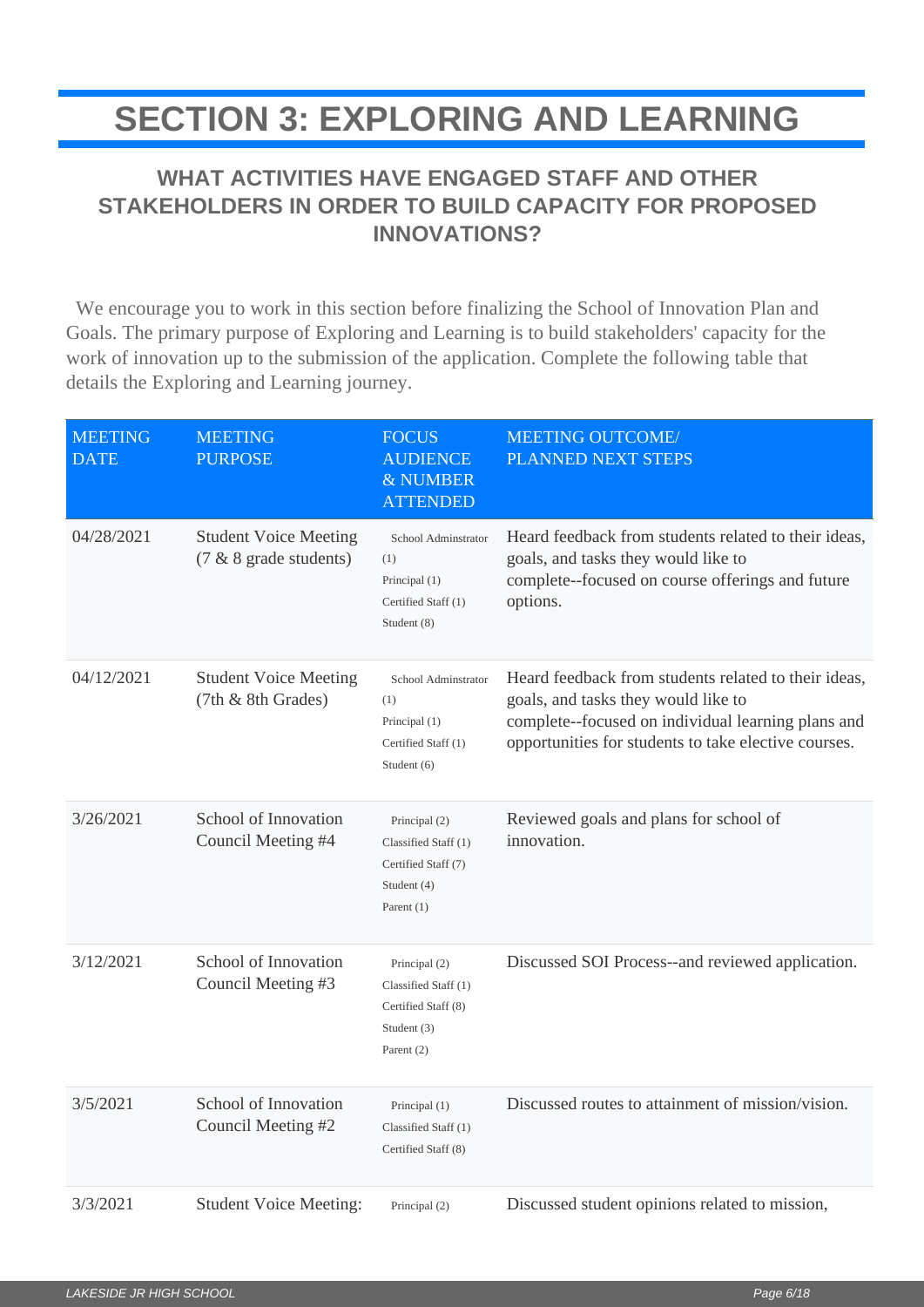# SECTION 3: EXPLORING AND LEARNING

## WHAT ACTIVITIES HAVE ENGAGED STAFF AND OTHER STAKEHOLDERS IN ORDER TO BUILD CAPACITY FOR PROPOSED INNOVATIONS?

We encourage you to work in this section before finalizing the School of Innovation Plan and Goals. The primary purpose of Exploring and Learning is to build stakeholders' capacity for the work of innovation up to the submission of the application. Complete the following table that details the Exploring and Learning journey.

| MEETING DATE | MEETING PURPOSE | FOCUS AUDIENCE & NUMBER ATTENDED | MEETING OUTCOME/ PLANNED NEXT STEPS |
|---|---|---|---|
| 04/28/2021 | Student Voice Meeting (7 & 8 grade students) | School Adminstrator (1)<br>Principal (1)<br>Certified Staff (1)<br>Student (8) | Heard feedback from students related to their ideas, goals, and tasks they would like to complete--focused on course offerings and future options. |
| 04/12/2021 | Student Voice Meeting (7th & 8th Grades) | School Adminstrator (1)<br>Principal (1)<br>Certified Staff (1)<br>Student (6) | Heard feedback from students related to their ideas, goals, and tasks they would like to complete--focused on individual learning plans and opportunities for students to take elective courses. |
| 3/26/2021 | School of Innovation Council Meeting #4 | Principal (2)<br>Classified Staff (1)<br>Certified Staff (7)<br>Student (4)<br>Parent (1) | Reviewed goals and plans for school of innovation. |
| 3/12/2021 | School of Innovation Council Meeting #3 | Principal (2)<br>Classified Staff (1)<br>Certified Staff (8)<br>Student (3)<br>Parent (2) | Discussed SOI Process--and reviewed application. |
| 3/5/2021 | School of Innovation Council Meeting #2 | Principal (1)<br>Classified Staff (1)<br>Certified Staff (8) | Discussed routes to attainment of mission/vision. |
| 3/3/2021 | Student Voice Meeting: | Principal (2) | Discussed student opinions related to mission, |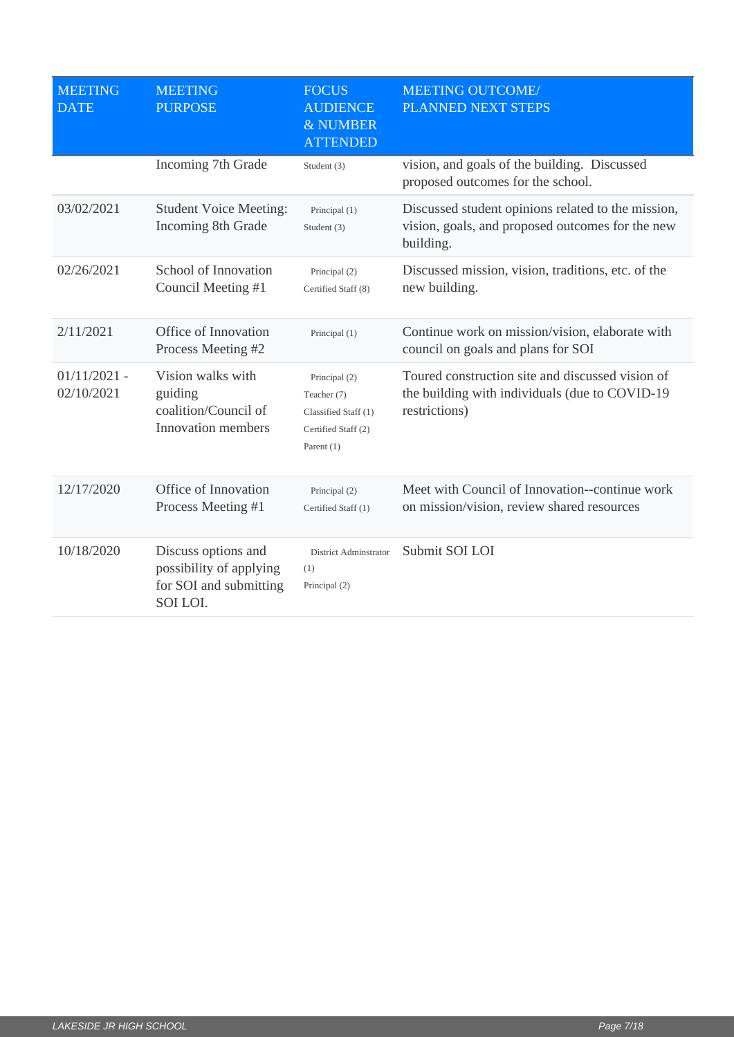| MEETING DATE | MEETING PURPOSE | FOCUS AUDIENCE & NUMBER ATTENDED | MEETING OUTCOME/ PLANNED NEXT STEPS |
|---|---|---|---|
| | Incoming 7th Grade | Student (3) | vision, and goals of the building. Discussed proposed outcomes for the school. |
| 03/02/2021 | Student Voice Meeting: Incoming 8th Grade | Principal (1)<br>Student (3) | Discussed student opinions related to the mission, vision, goals, and proposed outcomes for the new building. |
| 02/26/2021 | School of Innovation Council Meeting #1 | Principal (2)<br>Certified Staff (8) | Discussed mission, vision, traditions, etc. of the new building. |
| 2/11/2021 | Office of Innovation Process Meeting #2 | Principal (1) | Continue work on mission/vision, elaborate with council on goals and plans for SOI |
| 01/11/2021 - 02/10/2021 | Vision walks with guiding coalition/Council of Innovation members | Principal (2)<br>Teacher (7)<br>Classified Staff (1)<br>Certified Staff (2)<br>Parent (1) | Toured construction site and discussed vision of the building with individuals (due to COVID-19 restrictions) |
| 12/17/2020 | Office of Innovation Process Meeting #1 | Principal (2)<br>Certified Staff (1) | Meet with Council of Innovation--continue work on mission/vision, review shared resources |
| 10/18/2020 | Discuss options and possibility of applying for SOI and submitting SOI LOI. | District Adminstrator (1)<br>Principal (2) | Submit SOI LOI |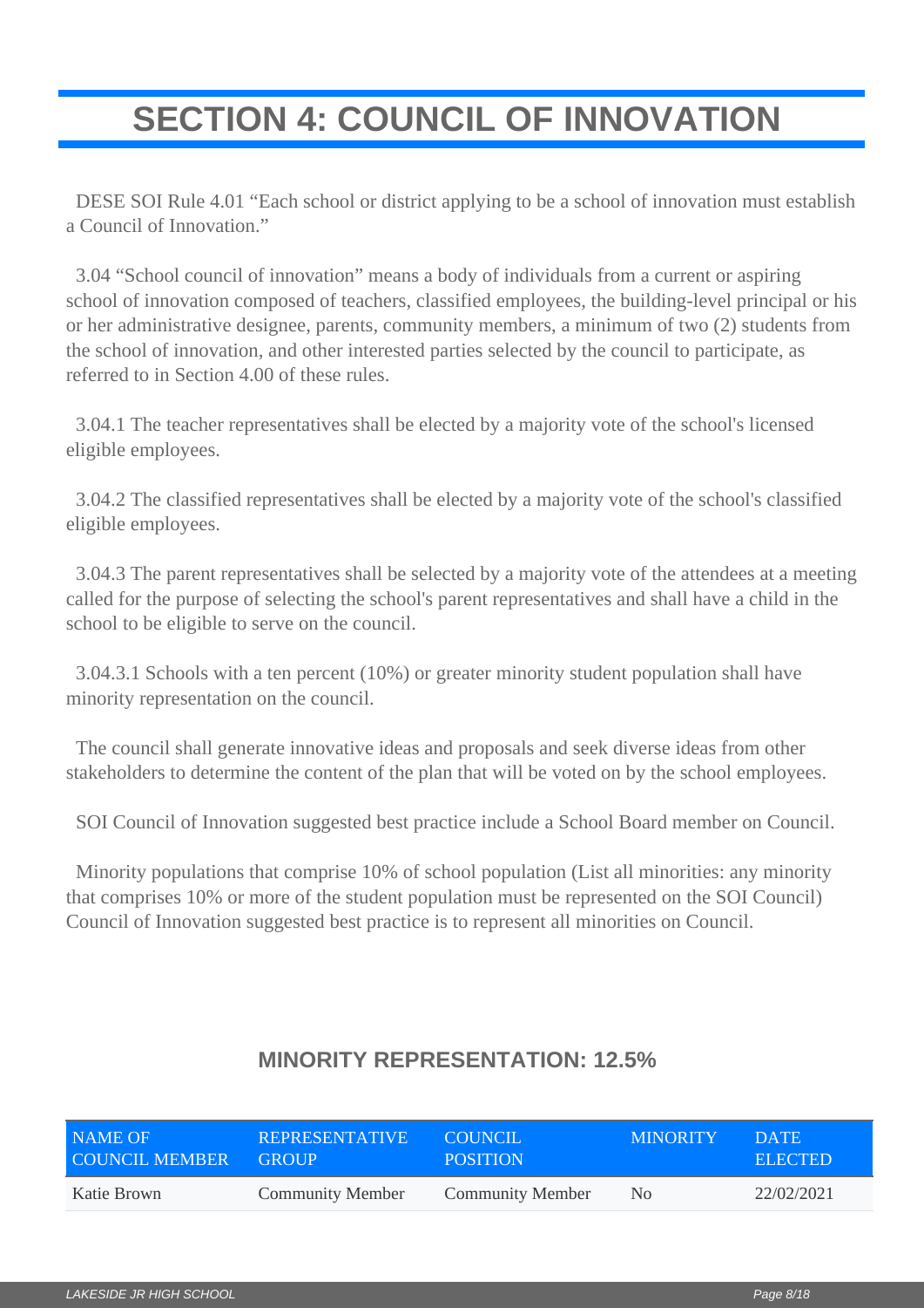# SECTION 4: COUNCIL OF INNOVATION

DESE SOI Rule 4.01 "Each school or district applying to be a school of innovation must establish a Council of Innovation."

3.04 "School council of innovation" means a body of individuals from a current or aspiring school of innovation composed of teachers, classified employees, the building-level principal or his or her administrative designee, parents, community members, a minimum of two (2) students from the school of innovation, and other interested parties selected by the council to participate, as referred to in Section 4.00 of these rules.

3.04.1 The teacher representatives shall be elected by a majority vote of the school's licensed eligible employees.

3.04.2 The classified representatives shall be elected by a majority vote of the school's classified eligible employees.

3.04.3 The parent representatives shall be selected by a majority vote of the attendees at a meeting called for the purpose of selecting the school's parent representatives and shall have a child in the school to be eligible to serve on the council.

3.04.3.1 Schools with a ten percent (10%) or greater minority student population shall have minority representation on the council.

The council shall generate innovative ideas and proposals and seek diverse ideas from other stakeholders to determine the content of the plan that will be voted on by the school employees.

SOI Council of Innovation suggested best practice include a School Board member on Council.

Minority populations that comprise 10% of school population (List all minorities: any minority that comprises 10% or more of the student population must be represented on the SOI Council) Council of Innovation suggested best practice is to represent all minorities on Council.

## MINORITY REPRESENTATION: 12.5%

| NAME OF COUNCIL MEMBER | REPRESENTATIVE GROUP | COUNCIL POSITION | MINORITY | DATE ELECTED |
|---|---|---|---|---|
| Katie Brown | Community Member | Community Member | No | 22/02/2021 |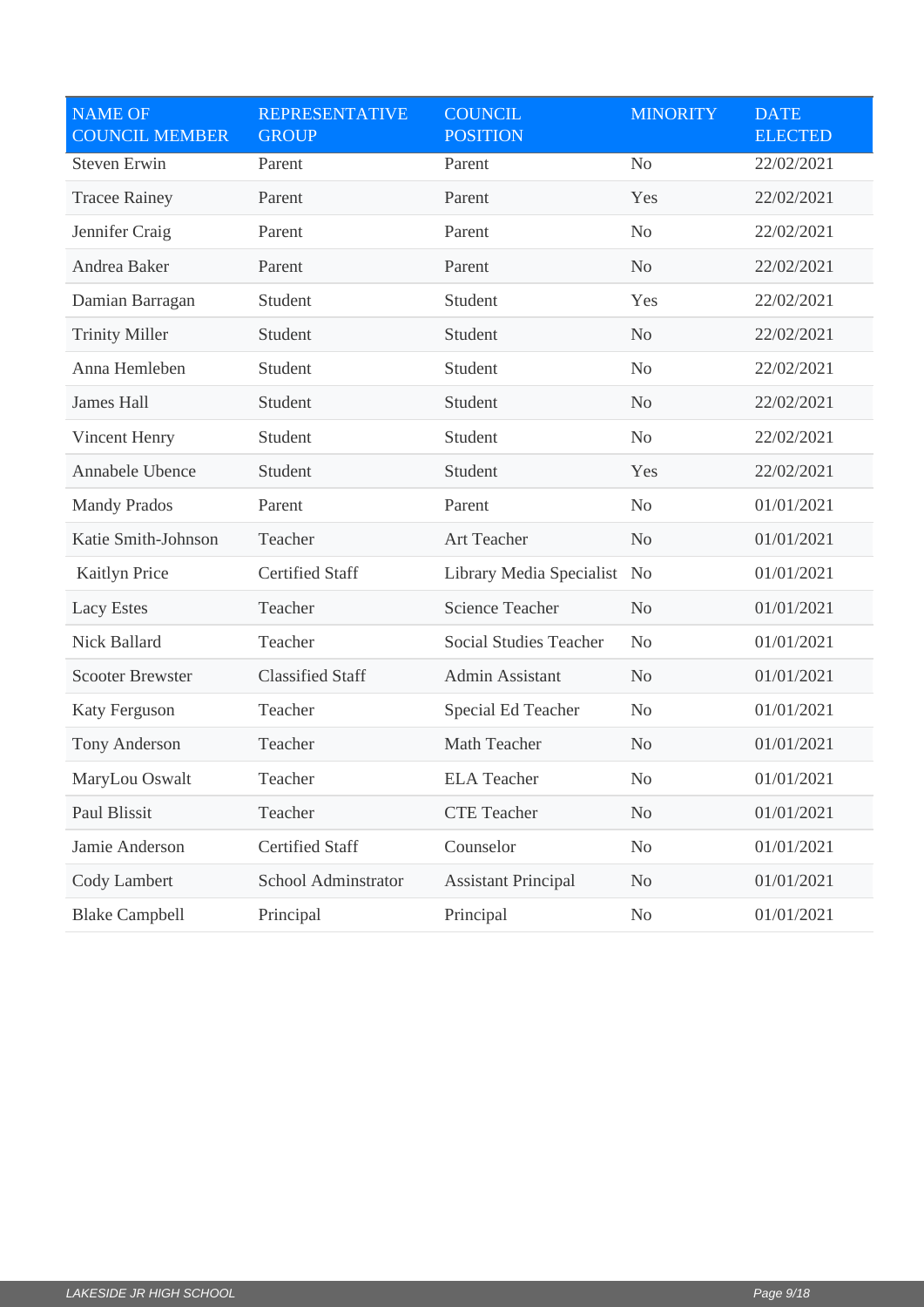| NAME OF COUNCIL MEMBER | REPRESENTATIVE GROUP | COUNCIL POSITION | MINORITY | DATE ELECTED |
|---|---|---|---|---|
| Steven Erwin | Parent | Parent | No | 22/02/2021 |
| Tracee Rainey | Parent | Parent | Yes | 22/02/2021 |
| Jennifer Craig | Parent | Parent | No | 22/02/2021 |
| Andrea Baker | Parent | Parent | No | 22/02/2021 |
| Damian Barragan | Student | Student | Yes | 22/02/2021 |
| Trinity Miller | Student | Student | No | 22/02/2021 |
| Anna Hemleben | Student | Student | No | 22/02/2021 |
| James Hall | Student | Student | No | 22/02/2021 |
| Vincent Henry | Student | Student | No | 22/02/2021 |
| Annabele Ubence | Student | Student | Yes | 22/02/2021 |
| Mandy Prados | Parent | Parent | No | 01/01/2021 |
| Katie Smith-Johnson | Teacher | Art Teacher | No | 01/01/2021 |
| Kaitlyn Price | Certified Staff | Library Media Specialist | No | 01/01/2021 |
| Lacy Estes | Teacher | Science Teacher | No | 01/01/2021 |
| Nick Ballard | Teacher | Social Studies Teacher | No | 01/01/2021 |
| Scooter Brewster | Classified Staff | Admin Assistant | No | 01/01/2021 |
| Katy Ferguson | Teacher | Special Ed Teacher | No | 01/01/2021 |
| Tony Anderson | Teacher | Math Teacher | No | 01/01/2021 |
| MaryLou Oswalt | Teacher | ELA Teacher | No | 01/01/2021 |
| Paul Blissit | Teacher | CTE Teacher | No | 01/01/2021 |
| Jamie Anderson | Certified Staff | Counselor | No | 01/01/2021 |
| Cody Lambert | School Adminstrator | Assistant Principal | No | 01/01/2021 |
| Blake Campbell | Principal | Principal | No | 01/01/2021 |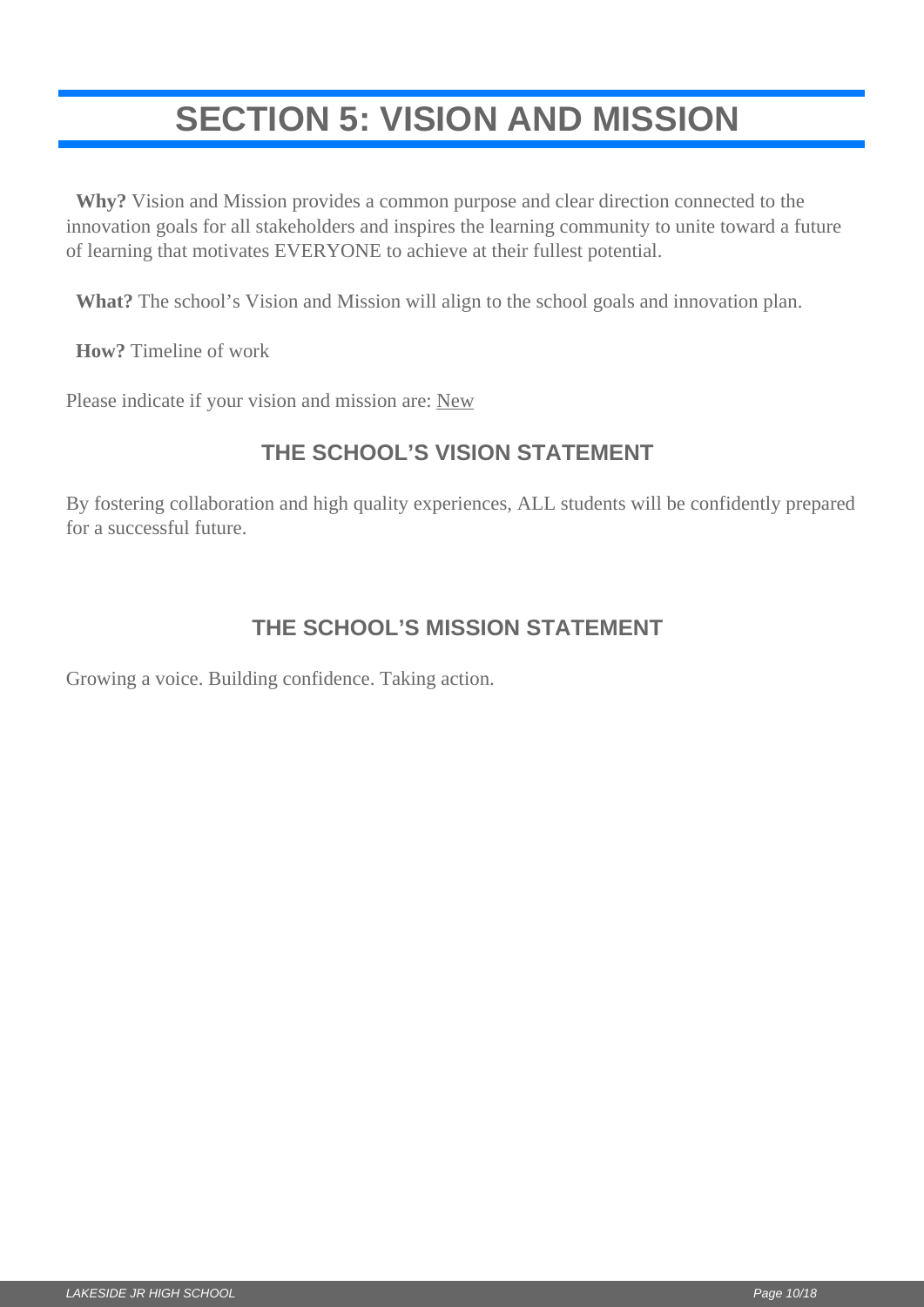# SECTION 5: VISION AND MISSION

**Why?** Vision and Mission provides a common purpose and clear direction connected to the innovation goals for all stakeholders and inspires the learning community to unite toward a future of learning that motivates EVERYONE to achieve at their fullest potential.

**What?** The school's Vision and Mission will align to the school goals and innovation plan.

**How?** Timeline of work

Please indicate if your vision and mission are: New

## THE SCHOOL'S VISION STATEMENT

By fostering collaboration and high quality experiences, ALL students will be confidently prepared for a successful future.

## THE SCHOOL'S MISSION STATEMENT

Growing a voice. Building confidence. Taking action.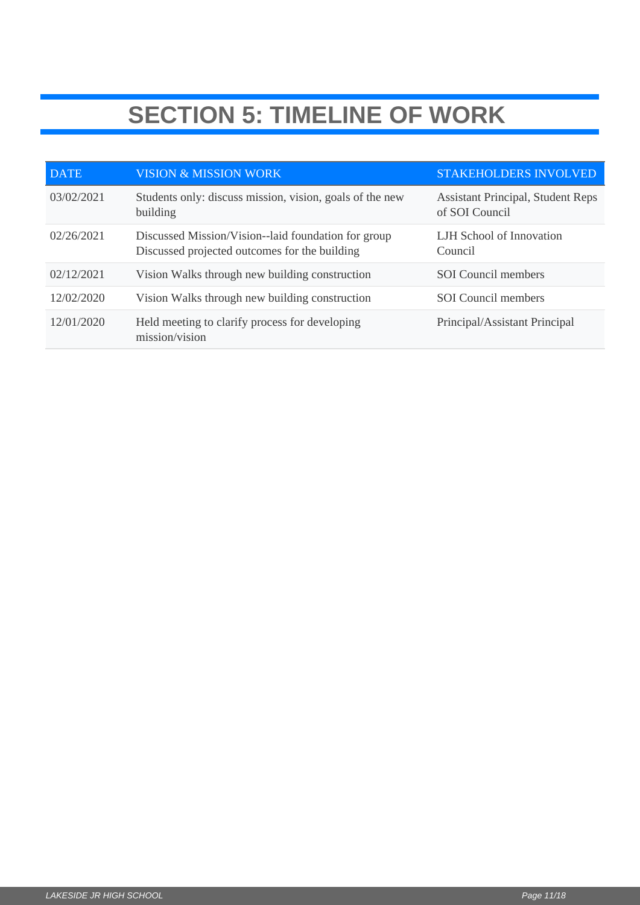# SECTION 5: TIMELINE OF WORK

| DATE | VISION & MISSION WORK | STAKEHOLDERS INVOLVED |
| --- | --- | --- |
| 03/02/2021 | Students only: discuss mission, vision, goals of the new building | Assistant Principal, Student Reps of SOI Council |
| 02/26/2021 | Discussed Mission/Vision--laid foundation for group Discussed projected outcomes for the building | LJH School of Innovation Council |
| 02/12/2021 | Vision Walks through new building construction | SOI Council members |
| 12/02/2020 | Vision Walks through new building construction | SOI Council members |
| 12/01/2020 | Held meeting to clarify process for developing mission/vision | Principal/Assistant Principal |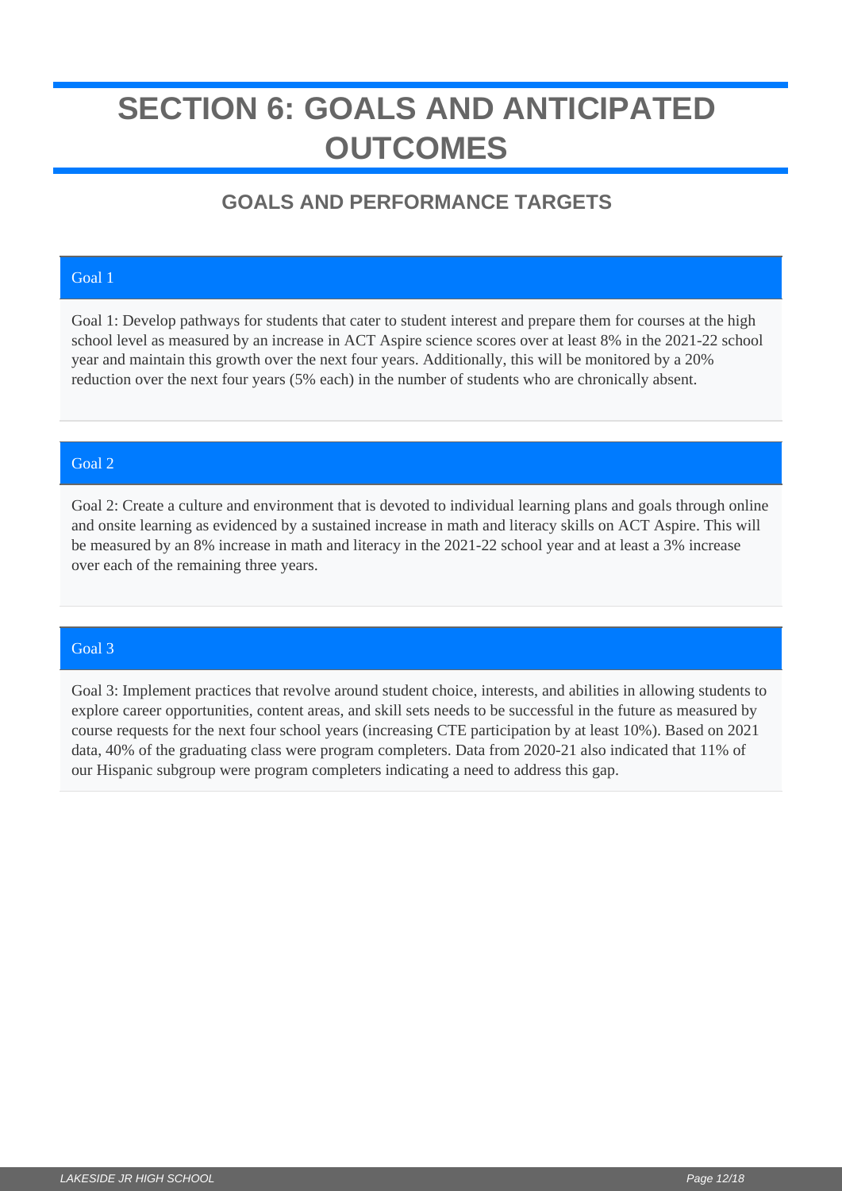# SECTION 6: GOALS AND ANTICIPATED OUTCOMES

## GOALS AND PERFORMANCE TARGETS

### Goal 1

Goal 1: Develop pathways for students that cater to student interest and prepare them for courses at the high school level as measured by an increase in ACT Aspire science scores over at least 8% in the 2021-22 school year and maintain this growth over the next four years. Additionally, this will be monitored by a 20% reduction over the next four years (5% each) in the number of students who are chronically absent.

### Goal 2

Goal 2: Create a culture and environment that is devoted to individual learning plans and goals through online and onsite learning as evidenced by a sustained increase in math and literacy skills on ACT Aspire. This will be measured by an 8% increase in math and literacy in the 2021-22 school year and at least a 3% increase over each of the remaining three years.

### Goal 3

Goal 3: Implement practices that revolve around student choice, interests, and abilities in allowing students to explore career opportunities, content areas, and skill sets needs to be successful in the future as measured by course requests for the next four school years (increasing CTE participation by at least 10%). Based on 2021 data, 40% of the graduating class were program completers. Data from 2020-21 also indicated that 11% of our Hispanic subgroup were program completers indicating a need to address this gap.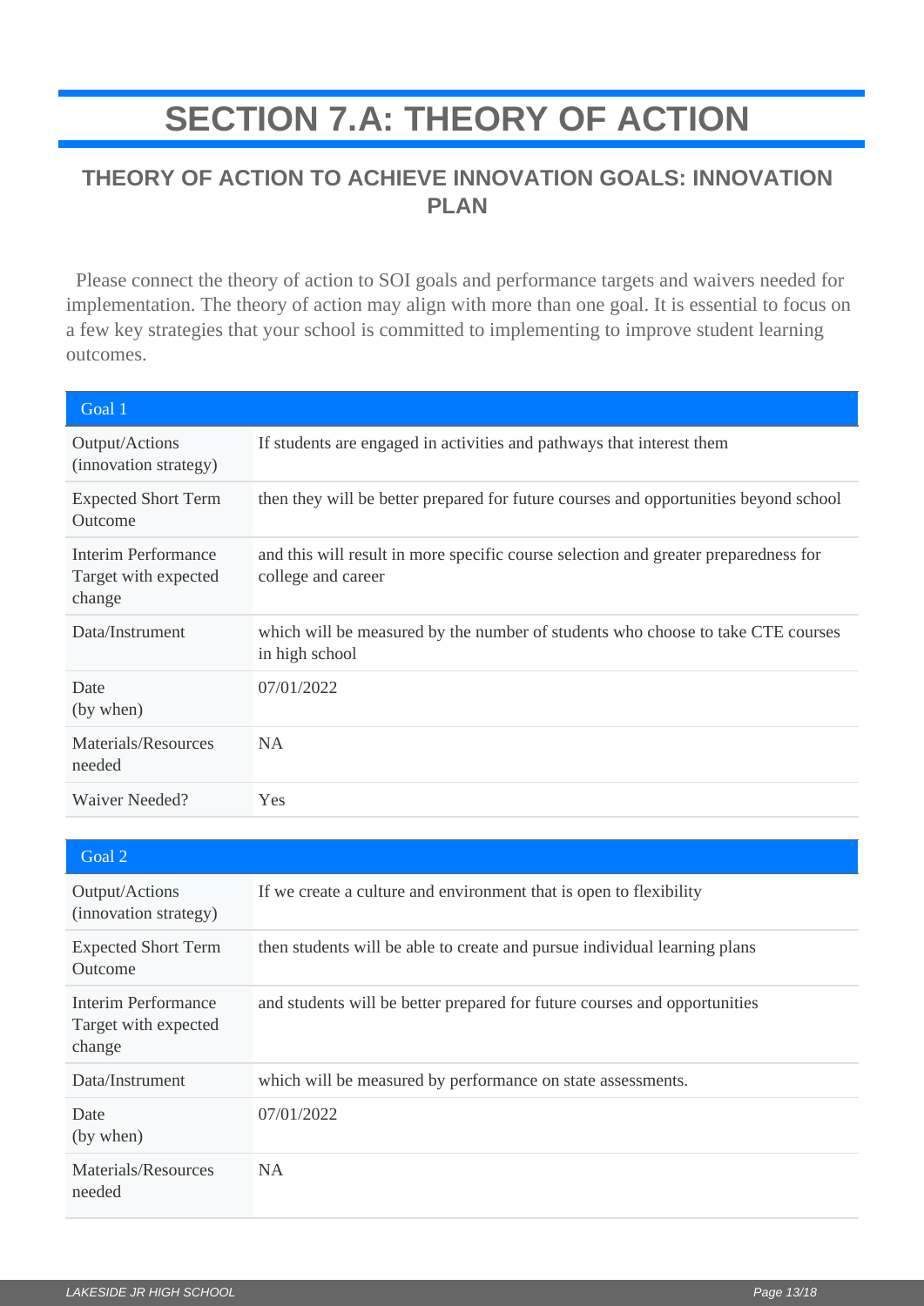# SECTION 7.A: THEORY OF ACTION

## THEORY OF ACTION TO ACHIEVE INNOVATION GOALS: INNOVATION PLAN

Please connect the theory of action to SOI goals and performance targets and waivers needed for implementation. The theory of action may align with more than one goal. It is essential to focus on a few key strategies that your school is committed to implementing to improve student learning outcomes.

| Goal 1 | |
|---|---|
| Output/Actions (innovation strategy) | If students are engaged in activities and pathways that interest them |
| Expected Short Term Outcome | then they will be better prepared for future courses and opportunities beyond school |
| Interim Performance Target with expected change | and this will result in more specific course selection and greater preparedness for college and career |
| Data/Instrument | which will be measured by the number of students who choose to take CTE courses in high school |
| Date (by when) | 07/01/2022 |
| Materials/Resources needed | NA |
| Waiver Needed? | Yes |

| Goal 2 | |
|---|---|
| Output/Actions (innovation strategy) | If we create a culture and environment that is open to flexibility |
| Expected Short Term Outcome | then students will be able to create and pursue individual learning plans |
| Interim Performance Target with expected change | and students will be better prepared for future courses and opportunities |
| Data/Instrument | which will be measured by performance on state assessments. |
| Date (by when) | 07/01/2022 |
| Materials/Resources needed | NA |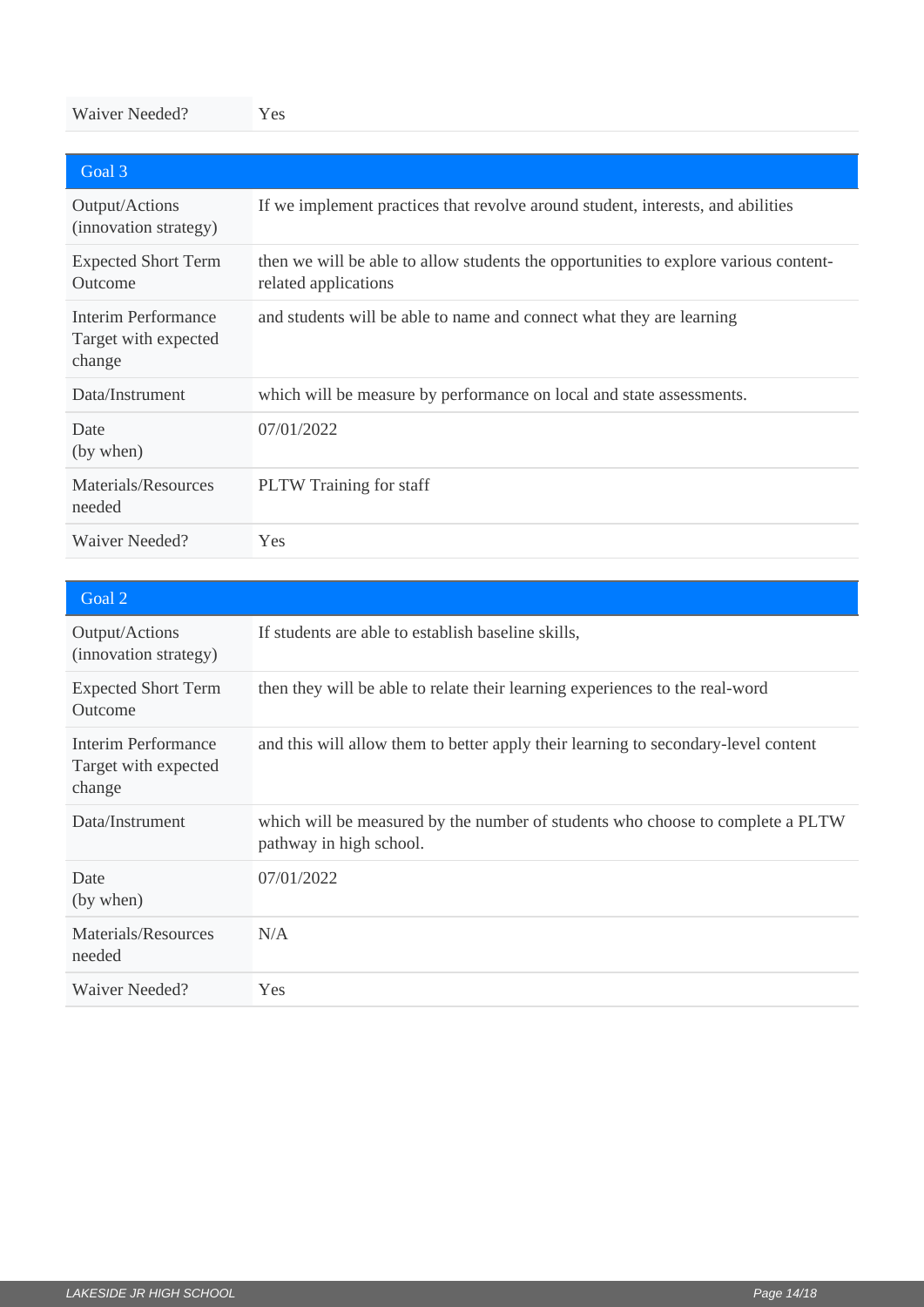| Waiver Needed? | Yes |
|---|---|

| Goal 3 | |
|---|---|
| Output/Actions (innovation strategy) | If we implement practices that revolve around student, interests, and abilities |
| Expected Short Term Outcome | then we will be able to allow students the opportunities to explore various content-related applications |
| Interim Performance Target with expected change | and students will be able to name and connect what they are learning |
| Data/Instrument | which will be measure by performance on local and state assessments. |
| Date (by when) | 07/01/2022 |
| Materials/Resources needed | PLTW Training for staff |
| Waiver Needed? | Yes |

| Goal 2 | |
|---|---|
| Output/Actions (innovation strategy) | If students are able to establish baseline skills, |
| Expected Short Term Outcome | then they will be able to relate their learning experiences to the real-word |
| Interim Performance Target with expected change | and this will allow them to better apply their learning to secondary-level content |
| Data/Instrument | which will be measured by the number of students who choose to complete a PLTW pathway in high school. |
| Date (by when) | 07/01/2022 |
| Materials/Resources needed | N/A |
| Waiver Needed? | Yes |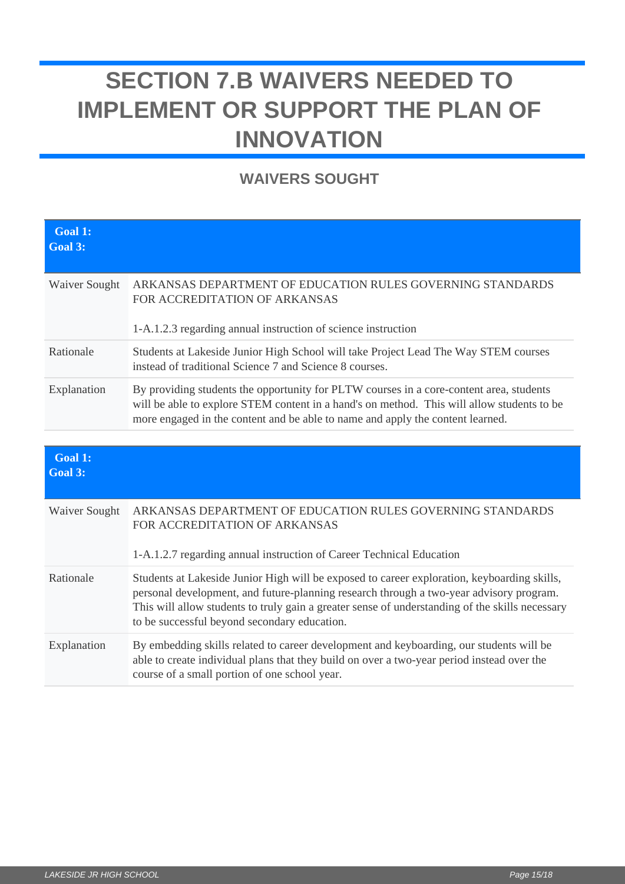# SECTION 7.B WAIVERS NEEDED TO IMPLEMENT OR SUPPORT THE PLAN OF INNOVATION

## WAIVERS SOUGHT

| **Goal 1:** **Goal 3:** | |
|---|---|
| Waiver Sought | ARKANSAS DEPARTMENT OF EDUCATION RULES GOVERNING STANDARDS FOR ACCREDITATION OF ARKANSAS<br><br>1-A.1.2.3 regarding annual instruction of science instruction |
| Rationale | Students at Lakeside Junior High School will take Project Lead The Way STEM courses instead of traditional Science 7 and Science 8 courses. |
| Explanation | By providing students the opportunity for PLTW courses in a core-content area, students will be able to explore STEM content in a hand's on method. This will allow students to be more engaged in the content and be able to name and apply the content learned. |

| **Goal 1:** **Goal 3:** | |
|---|---|
| Waiver Sought | ARKANSAS DEPARTMENT OF EDUCATION RULES GOVERNING STANDARDS FOR ACCREDITATION OF ARKANSAS<br><br>1-A.1.2.7 regarding annual instruction of Career Technical Education |
| Rationale | Students at Lakeside Junior High will be exposed to career exploration, keyboarding skills, personal development, and future-planning research through a two-year advisory program. This will allow students to truly gain a greater sense of understanding of the skills necessary to be successful beyond secondary education. |
| Explanation | By embedding skills related to career development and keyboarding, our students will be able to create individual plans that they build on over a two-year period instead over the course of a small portion of one school year. |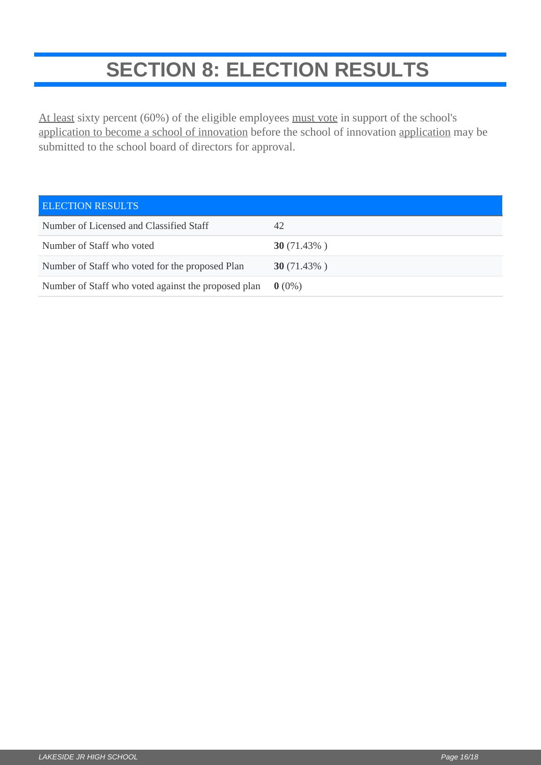# SECTION 8: ELECTION RESULTS

At least sixty percent (60%) of the eligible employees must vote in support of the school's application to become a school of innovation before the school of innovation application may be submitted to the school board of directors for approval.

| ELECTION RESULTS | |
|---|---|
| Number of Licensed and Classified Staff | 42 |
| Number of Staff who voted | **30** (71.43% ) |
| Number of Staff who voted for the proposed Plan | **30** (71.43% ) |
| Number of Staff who voted against the proposed plan | **0** (0%) |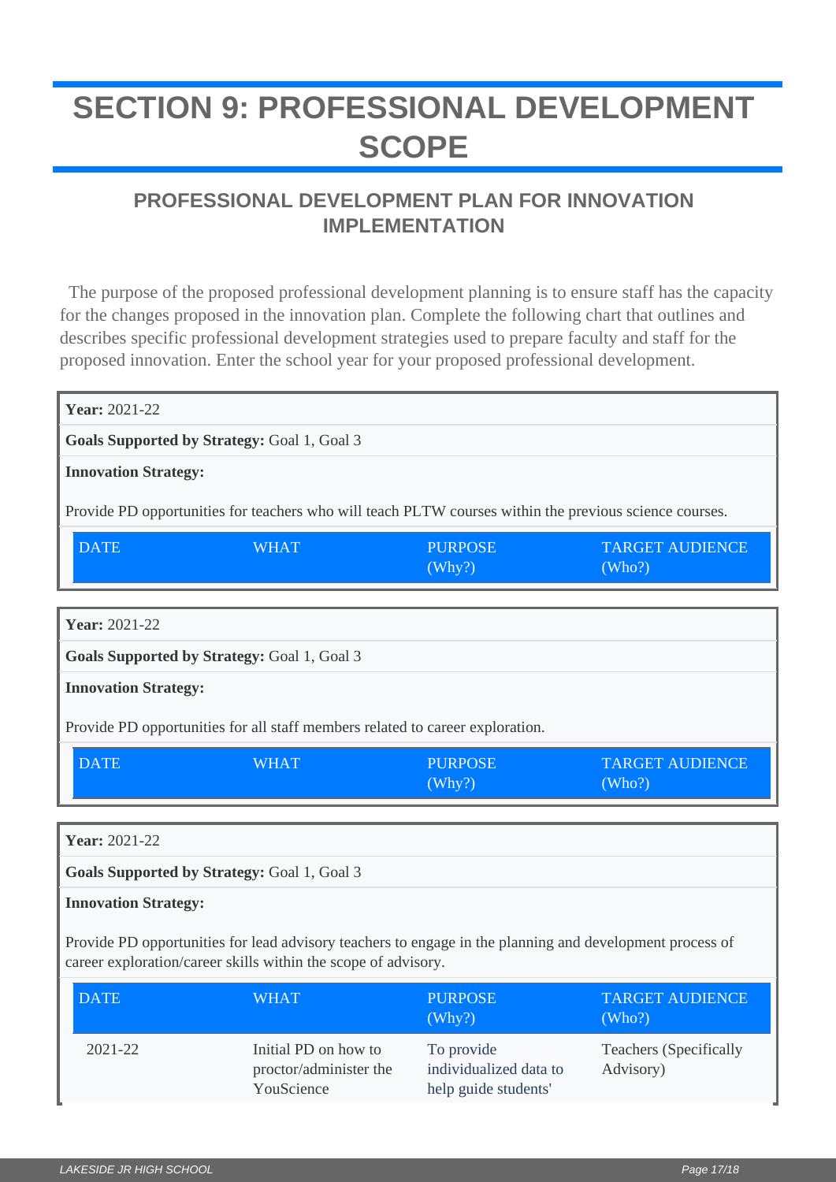# SECTION 9: PROFESSIONAL DEVELOPMENT SCOPE

## PROFESSIONAL DEVELOPMENT PLAN FOR INNOVATION IMPLEMENTATION

The purpose of the proposed professional development planning is to ensure staff has the capacity for the changes proposed in the innovation plan. Complete the following chart that outlines and describes specific professional development strategies used to prepare faculty and staff for the proposed innovation. Enter the school year for your proposed professional development.

**Year:** 2021-22

**Goals Supported by Strategy:** Goal 1, Goal 3

**Innovation Strategy:**

Provide PD opportunities for teachers who will teach PLTW courses within the previous science courses.

| DATE | WHAT | PURPOSE (Why?) | TARGET AUDIENCE (Who?) |
| --- | --- | --- | --- |

**Year:** 2021-22

**Goals Supported by Strategy:** Goal 1, Goal 3

**Innovation Strategy:**

Provide PD opportunities for all staff members related to career exploration.

| DATE | WHAT | PURPOSE (Why?) | TARGET AUDIENCE (Who?) |
| --- | --- | --- | --- |

**Year:** 2021-22

**Goals Supported by Strategy:** Goal 1, Goal 3

**Innovation Strategy:**

Provide PD opportunities for lead advisory teachers to engage in the planning and development process of career exploration/career skills within the scope of advisory.

| DATE | WHAT | PURPOSE (Why?) | TARGET AUDIENCE (Who?) |
| --- | --- | --- | --- |
| 2021-22 | Initial PD on how to proctor/administer the YouScience | To provide individualized data to help guide students' | Teachers (Specifically Advisory) |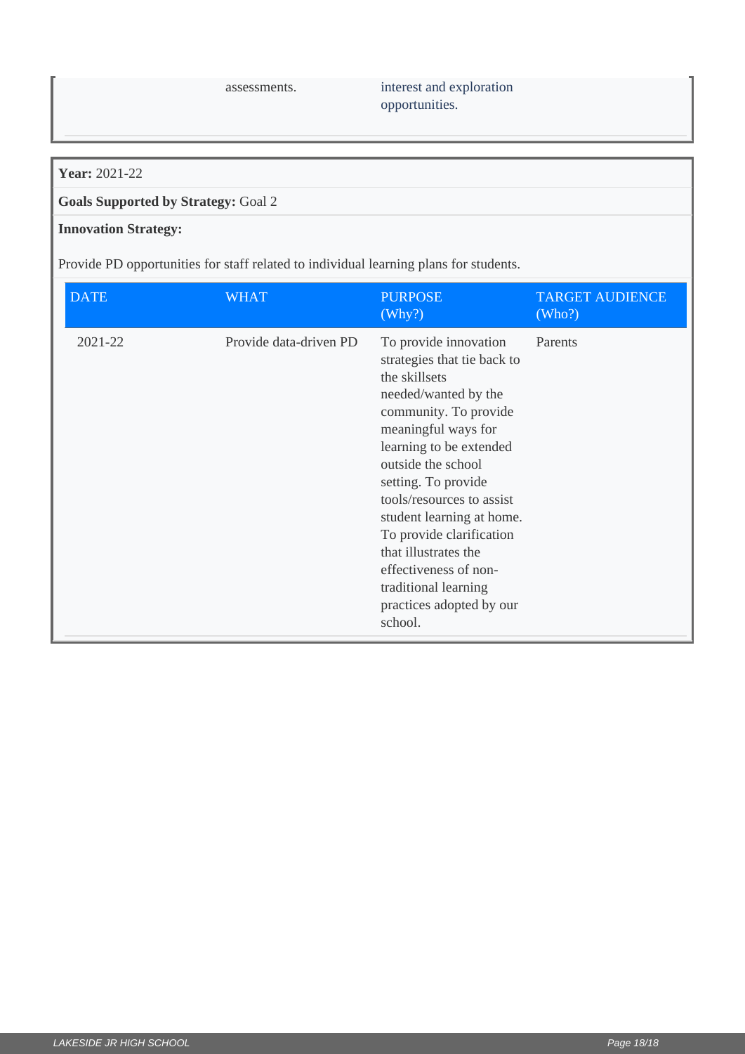| | | | |
|---|---|---|---|
| | assessments. | interest and exploration opportunities. | |

**Year:** 2021-22

**Goals Supported by Strategy:** Goal 2

**Innovation Strategy:**

Provide PD opportunities for staff related to individual learning plans for students.

| DATE | WHAT | PURPOSE (Why?) | TARGET AUDIENCE (Who?) |
|---|---|---|---|
| 2021-22 | Provide data-driven PD | To provide innovation strategies that tie back to the skillsets needed/wanted by the community. To provide meaningful ways for learning to be extended outside the school setting. To provide tools/resources to assist student learning at home. To provide clarification that illustrates the effectiveness of non-traditional learning practices adopted by our school. | Parents |